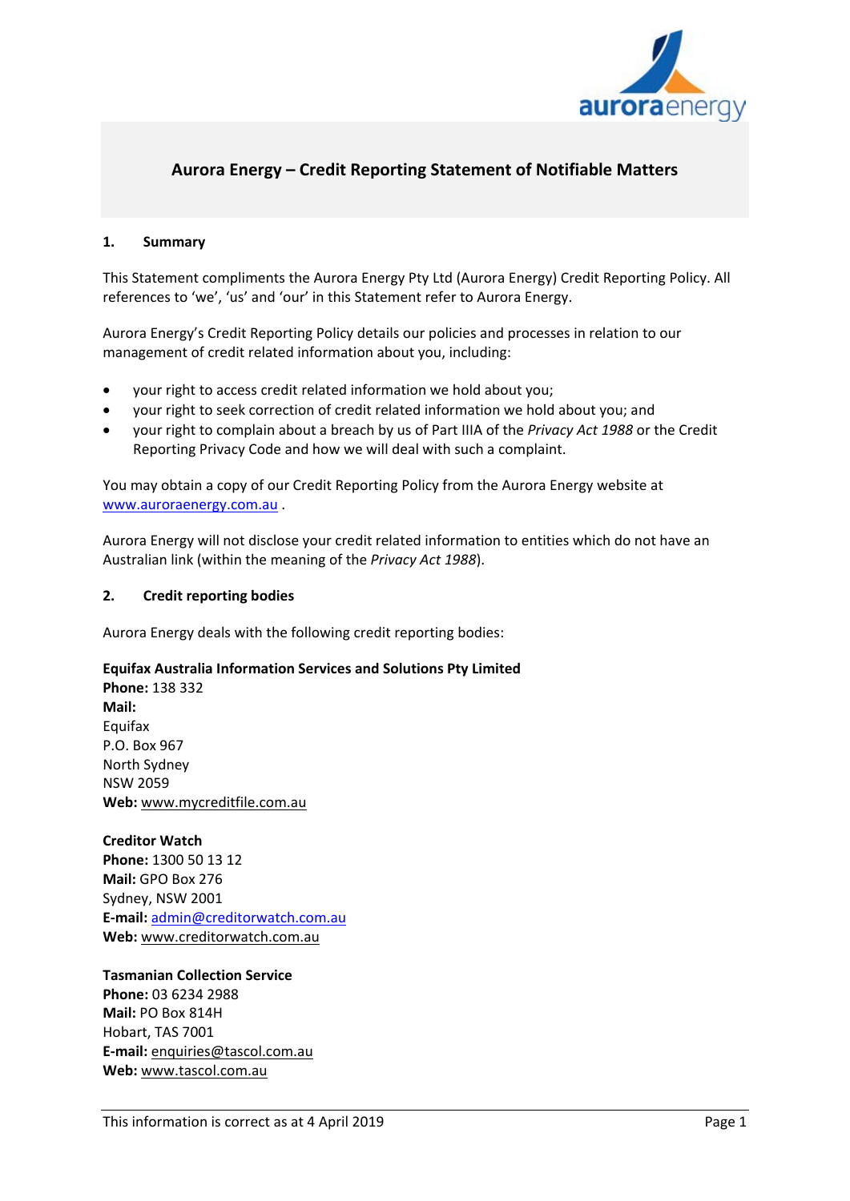# Aurora Energy – Credit Reporting Statement of Notifiable Matters

## 1. Summary

This Statement compliments the Aurora Energy Pty Ltd (Aurora Energy) Credit Reporting Policy. All references to 'we', 'us' and 'our' in this Statement refer to Aurora Energy.

Aurora Energy's Credit Reporting Policy details our policies and processes in relation to our management of credit related information about you, including:

- your right to access credit related information we hold about you;
- your right to seek correction of credit related information we hold about you; and
- your right to complain about a breach by us of Part IIIA of the *Privacy Act 1988* or the Credit Reporting Privacy Code and how we will deal with such a complaint.

You may obtain a copy of our Credit Reporting Policy from the Aurora Energy website at www.auroraenergy.com.au .

Aurora Energy will not disclose your credit related information to entities which do not have an Australian link (within the meaning of the *Privacy Act 1988*).

## 2. Credit reporting bodies

Aurora Energy deals with the following credit reporting bodies:

**Equifax Australia Information Services and Solutions Pty Limited**
**Phone:** 138 332
**Mail:**
Equifax
P.O. Box 967
North Sydney
NSW 2059
**Web:** www.mycreditfile.com.au

**Creditor Watch**
**Phone:** 1300 50 13 12
**Mail:** GPO Box 276
Sydney, NSW 2001
**E-mail:** admin@creditorwatch.com.au
**Web:** www.creditorwatch.com.au

**Tasmanian Collection Service**
**Phone:** 03 6234 2988
**Mail:** PO Box 814H
Hobart, TAS 7001
**E-mail:** enquiries@tascol.com.au
**Web:** www.tascol.com.au

This information is correct as at 4 April 2019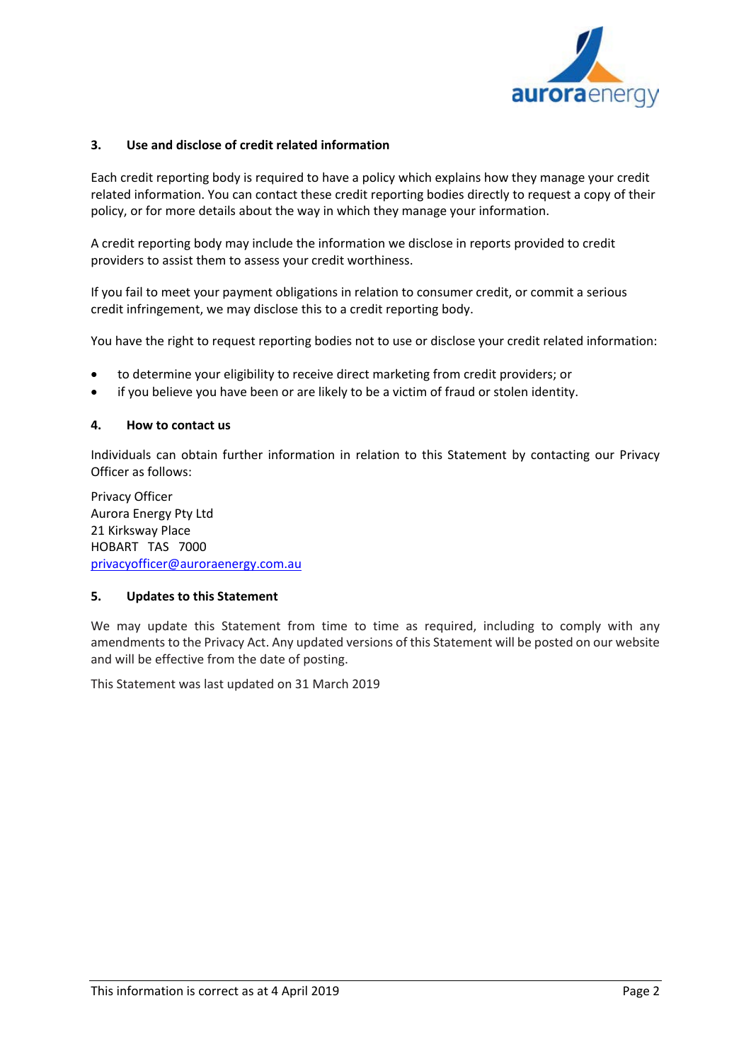### 3. Use and disclose of credit related information

Each credit reporting body is required to have a policy which explains how they manage your credit related information. You can contact these credit reporting bodies directly to request a copy of their policy, or for more details about the way in which they manage your information.

A credit reporting body may include the information we disclose in reports provided to credit providers to assist them to assess your credit worthiness.

If you fail to meet your payment obligations in relation to consumer credit, or commit a serious credit infringement, we may disclose this to a credit reporting body.

You have the right to request reporting bodies not to use or disclose your credit related information:

- to determine your eligibility to receive direct marketing from credit providers; or
- if you believe you have been or are likely to be a victim of fraud or stolen identity.

### 4. How to contact us

Individuals can obtain further information in relation to this Statement by contacting our Privacy Officer as follows:

Privacy Officer
Aurora Energy Pty Ltd
21 Kirksway Place
HOBART TAS 7000
privacyofficer@auroraenergy.com.au

### 5. Updates to this Statement

We may update this Statement from time to time as required, including to comply with any amendments to the Privacy Act. Any updated versions of this Statement will be posted on our website and will be effective from the date of posting.

This Statement was last updated on 31 March 2019

This information is correct as at 4 April 2019